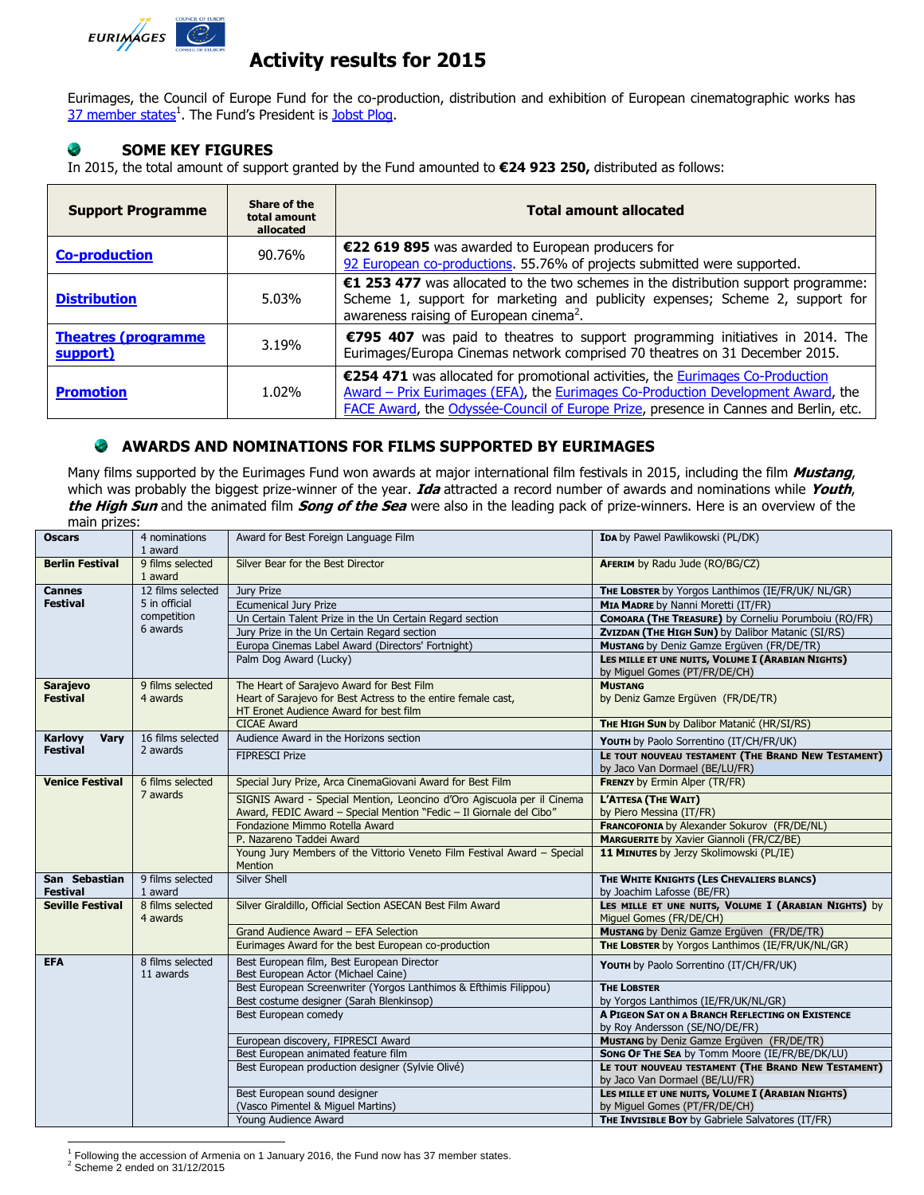# Activity results for 2015

Eurimages, the Council of Europe Fund for the co-production, distribution and exhibition of European cinematographic works has 37 member states[1]. The Fund's President is Jobst Plog.

## SOME KEY FIGURES

In 2015, the total amount of support granted by the Fund amounted to **€24 923 250,** distributed as follows:

| Support Programme | Share of the total amount allocated | Total amount allocated |
|---|---|---|
| **Co-production** | 90.76% | **€22 619 895** was awarded to European producers for 92 European co-productions. 55.76% of projects submitted were supported. |
| **Distribution** | 5.03% | **€1 253 477** was allocated to the two schemes in the distribution support programme: Scheme 1, support for marketing and publicity expenses; Scheme 2, support for awareness raising of European cinema[2]. |
| **Theatres (programme support)** | 3.19% | **€795 407** was paid to theatres to support programming initiatives in 2014. The Eurimages/Europa Cinemas network comprised 70 theatres on 31 December 2015. |
| **Promotion** | 1.02% | **€254 471** was allocated for promotional activities, the Eurimages Co-Production Award – Prix Eurimages (EFA), the Eurimages Co-Production Development Award, the FACE Award, the Odyssée-Council of Europe Prize, presence in Cannes and Berlin, etc. |

## AWARDS AND NOMINATIONS FOR FILMS SUPPORTED BY EURIMAGES

Many films supported by the Eurimages Fund won awards at major international film festivals in 2015, including the film ***Mustang***, which was probably the biggest prize-winner of the year. ***Ida*** attracted a record number of awards and nominations while ***Youth***, ***the High Sun*** and the animated film ***Song of the Sea*** were also in the leading pack of prize-winners. Here is an overview of the main prizes:

| | | | |
|---|---|---|---|
| **Oscars** | 4 nominations<br>1 award | Award for Best Foreign Language Film | **IDA** by Pawel Pawlikowski (PL/DK) |
| **Berlin Festival** | 9 films selected<br>1 award | Silver Bear for the Best Director | **AFERIM** by Radu Jude (RO/BG/CZ) |
| **Cannes Festival** | 12 films selected<br>5 in official competition<br>6 awards | Jury Prize | **THE LOBSTER** by Yorgos Lanthimos (IE/FR/UK/ NL/GR) |
| | | Ecumenical Jury Prize | **MIA MADRE** by Nanni Moretti (IT/FR) |
| | | Un Certain Talent Prize in the Un Certain Regard section | **COMOARA (THE TREASURE)** by Corneliu Porumboiu (RO/FR) |
| | | Jury Prize in the Un Certain Regard section | **ZVIZDAN (THE HIGH SUN)** by Dalibor Matanic (SI/RS) |
| | | Europa Cinemas Label Award (Directors' Fortnight) | **MUSTANG** by Deniz Gamze Ergüven (FR/DE/TR) |
| | | Palm Dog Award (Lucky) | **LES MILLE ET UNE NUITS, VOLUME I (ARABIAN NIGHTS)** by Miguel Gomes (PT/FR/DE/CH) |
| **Sarajevo Festival** | 9 films selected<br>4 awards | The Heart of Sarajevo Award for Best Film<br>Heart of Sarajevo for Best Actress to the entire female cast,<br>HT Eronet Audience Award for best film | **MUSTANG**<br>by Deniz Gamze Ergüven (FR/DE/TR) |
| | | CICAE Award | **THE HIGH SUN** by Dalibor Matanić (HR/SI/RS) |
| **Karlovy Vary Festival** | 16 films selected<br>2 awards | Audience Award in the Horizons section | **YOUTH** by Paolo Sorrentino (IT/CH/FR/UK) |
| | | FIPRESCI Prize | **LE TOUT NOUVEAU TESTAMENT (THE BRAND NEW TESTAMENT)** by Jaco Van Dormael (BE/LU/FR) |
| **Venice Festival** | 6 films selected<br>7 awards | Special Jury Prize, Arca CinemaGiovani Award for Best Film | **FRENZY** by Ermin Alper (TR/FR) |
| | | SIGNIS Award - Special Mention, Leoncino d'Oro Agiscuola per il Cinema Award, FEDIC Award – Special Mention "Fedic – Il Giornale del Cibo" | **L'ATTESA (THE WAIT)**<br>by Piero Messina (IT/FR) |
| | | Fondazione Mimmo Rotella Award | **FRANCOFONIA** by Alexander Sokurov (FR/DE/NL) |
| | | P. Nazareno Taddei Award | **MARGUERITE** by Xavier Giannoli (FR/CZ/BE) |
| | | Young Jury Members of the Vittorio Veneto Film Festival Award – Special Mention | **11 MINUTES** by Jerzy Skolimowski (PL/IE) |
| **San Sebastian Festival** | 9 films selected<br>1 award | Silver Shell | **THE WHITE KNIGHTS (LES CHEVALIERS BLANCS)**<br>by Joachim Lafosse (BE/FR) |
| **Seville Festival** | 8 films selected<br>4 awards | Silver Giraldillo, Official Section ASECAN Best Film Award | **LES MILLE ET UNE NUITS, VOLUME I (ARABIAN NIGHTS)** by Miguel Gomes (FR/DE/CH) |
| | | Grand Audience Award – EFA Selection | **MUSTANG** by Deniz Gamze Ergüven (FR/DE/TR) |
| | | Eurimages Award for the best European co-production | **THE LOBSTER** by Yorgos Lanthimos (IE/FR/UK/NL/GR) |
| **EFA** | 8 films selected<br>11 awards | Best European film, Best European Director<br>Best European Actor (Michael Caine) | **YOUTH** by Paolo Sorrentino (IT/CH/FR/UK) |
| | | Best European Screenwriter (Yorgos Lanthimos & Efthimis Filippou)<br>Best costume designer (Sarah Blenkinsop) | **THE LOBSTER**<br>by Yorgos Lanthimos (IE/FR/UK/NL/GR) |
| | | Best European comedy | **A PIGEON SAT ON A BRANCH REFLECTING ON EXISTENCE**<br>by Roy Andersson (SE/NO/DE/FR) |
| | | European discovery, FIPRESCI Award | **MUSTANG** by Deniz Gamze Ergüven (FR/DE/TR) |
| | | Best European animated feature film | **SONG OF THE SEA** by Tomm Moore (IE/FR/BE/DK/LU) |
| | | Best European production designer (Sylvie Olivé) | **LE TOUT NOUVEAU TESTAMENT (THE BRAND NEW TESTAMENT)**<br>by Jaco Van Dormael (BE/LU/FR) |
| | | Best European sound designer<br>(Vasco Pimentel & Miguel Martins) | **LES MILLE ET UNE NUITS, VOLUME I (ARABIAN NIGHTS)**<br>by Miguel Gomes (PT/FR/DE/CH) |
| | | Young Audience Award | **THE INVISIBLE BOY** by Gabriele Salvatores (IT/FR) |

[1] Following the accession of Armenia on 1 January 2016, the Fund now has 37 member states.

[2] Scheme 2 ended on 31/12/2015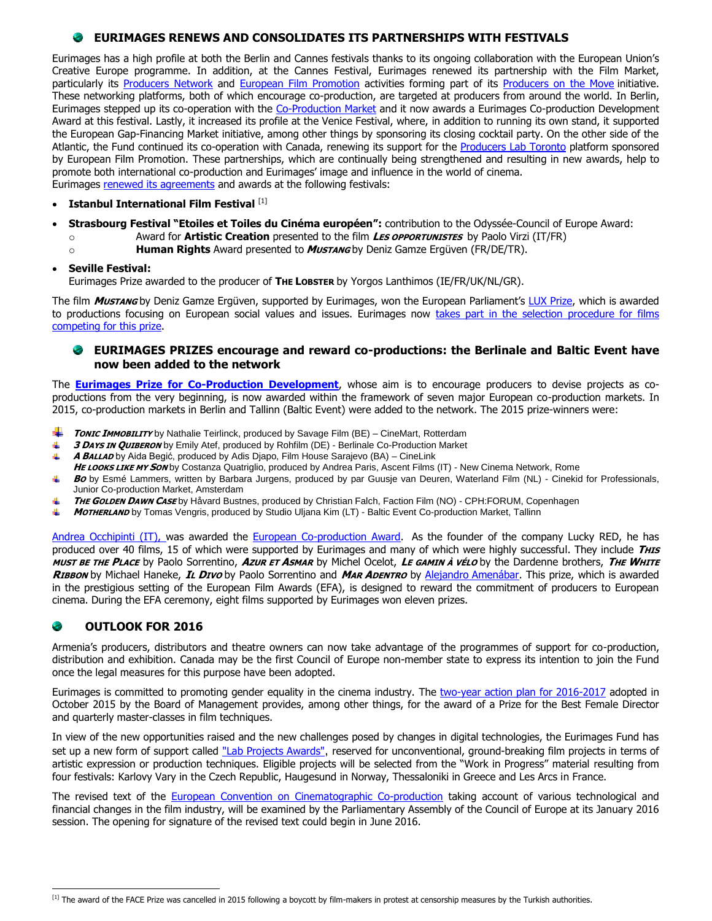## EURIMAGES RENEWS AND CONSOLIDATES ITS PARTNERSHIPS WITH FESTIVALS

Eurimages has a high profile at both the Berlin and Cannes festivals thanks to its ongoing collaboration with the European Union's Creative Europe programme. In addition, at the Cannes Festival, Eurimages renewed its partnership with the Film Market, particularly its Producers Network and European Film Promotion activities forming part of its Producers on the Move initiative. These networking platforms, both of which encourage co-production, are targeted at producers from around the world. In Berlin, Eurimages stepped up its co-operation with the Co-Production Market and it now awards a Eurimages Co-production Development Award at this festival. Lastly, it increased its profile at the Venice Festival, where, in addition to running its own stand, it supported the European Gap-Financing Market initiative, among other things by sponsoring its closing cocktail party. On the other side of the Atlantic, the Fund continued its co-operation with Canada, renewing its support for the Producers Lab Toronto platform sponsored by European Film Promotion. These partnerships, which are continually being strengthened and resulting in new awards, help to promote both international co-production and Eurimages' image and influence in the world of cinema.
Eurimages renewed its agreements and awards at the following festivals:

- **Istanbul International Film Festival** [1]
- **Strasbourg Festival "Etoiles et Toiles du Cinéma européen":** contribution to the Odyssée-Council of Europe Award:
  - Award for **Artistic Creation** presented to the film ***Les opportunistes*** by Paolo Virzi (IT/FR)
  - **Human Rights** Award presented to ***Mustang*** by Deniz Gamze Ergüven (FR/DE/TR).
- **Seville Festival:**
  Eurimages Prize awarded to the producer of **The Lobster** by Yorgos Lanthimos (IE/FR/UK/NL/GR).

The film ***Mustang*** by Deniz Gamze Ergüven, supported by Eurimages, won the European Parliament's LUX Prize, which is awarded to productions focusing on European social values and issues. Eurimages now takes part in the selection procedure for films competing for this prize.

## EURIMAGES PRIZES encourage and reward co-productions: the Berlinale and Baltic Event have now been added to the network

The **Eurimages Prize for Co-Production Development**, whose aim is to encourage producers to devise projects as co-productions from the very beginning, is now awarded within the framework of seven major European co-production markets. In 2015, co-production markets in Berlin and Tallinn (Baltic Event) were added to the network. The 2015 prize-winners were:

- ***Tonic Immobility*** by Nathalie Teirlinck, produced by Savage Film (BE) – CineMart, Rotterdam
- ***3 Days in Quiberon*** by Emily Atef, produced by Rohfilm (DE) - Berlinale Co-Production Market
- ***A Ballad*** by Aida Begić, produced by Adis Djapo, Film House Sarajevo (BA) – CineLink
  ***He looks like my Son*** by Costanza Quatriglio, produced by Andrea Paris, Ascent Films (IT) - New Cinema Network, Rome
- ***Bo*** by Esmé Lammers, written by Barbara Jurgens, produced by par Guusje van Deuren, Waterland Film (NL) - Cinekid for Professionals, Junior Co-production Market, Amsterdam
- ***The Golden Dawn Case*** by Håvard Bustnes, produced by Christian Falch, Faction Film (NO) - CPH:FORUM, Copenhagen
- ***Motherland*** by Tomas Vengris, produced by Studio Uljana Kim (LT) - Baltic Event Co-production Market, Tallinn

Andrea Occhipinti (IT), was awarded the European Co-production Award. As the founder of the company Lucky RED, he has produced over 40 films, 15 of which were supported by Eurimages and many of which were highly successful. They include ***This must be the Place*** by Paolo Sorrentino, ***Azur et Asmar*** by Michel Ocelot, ***Le gamin à vélo*** by the Dardenne brothers, ***The White Ribbon*** by Michael Haneke, ***Il Divo*** by Paolo Sorrentino and ***Mar Adentro*** by Alejandro Amenábar. This prize, which is awarded in the prestigious setting of the European Film Awards (EFA), is designed to reward the commitment of producers to European cinema. During the EFA ceremony, eight films supported by Eurimages won eleven prizes.

## OUTLOOK FOR 2016

Armenia's producers, distributors and theatre owners can now take advantage of the programmes of support for co-production, distribution and exhibition. Canada may be the first Council of Europe non-member state to express its intention to join the Fund once the legal measures for this purpose have been adopted.

Eurimages is committed to promoting gender equality in the cinema industry. The two-year action plan for 2016-2017 adopted in October 2015 by the Board of Management provides, among other things, for the award of a Prize for the Best Female Director and quarterly master-classes in film techniques.

In view of the new opportunities raised and the new challenges posed by changes in digital technologies, the Eurimages Fund has set up a new form of support called "Lab Projects Awards", reserved for unconventional, ground-breaking film projects in terms of artistic expression or production techniques. Eligible projects will be selected from the "Work in Progress" material resulting from four festivals: Karlovy Vary in the Czech Republic, Haugesund in Norway, Thessaloniki in Greece and Les Arcs in France.

The revised text of the European Convention on Cinematographic Co-production taking account of various technological and financial changes in the film industry, will be examined by the Parliamentary Assembly of the Council of Europe at its January 2016 session. The opening for signature of the revised text could begin in June 2016.

---

[1] The award of the FACE Prize was cancelled in 2015 following a boycott by film-makers in protest at censorship measures by the Turkish authorities.